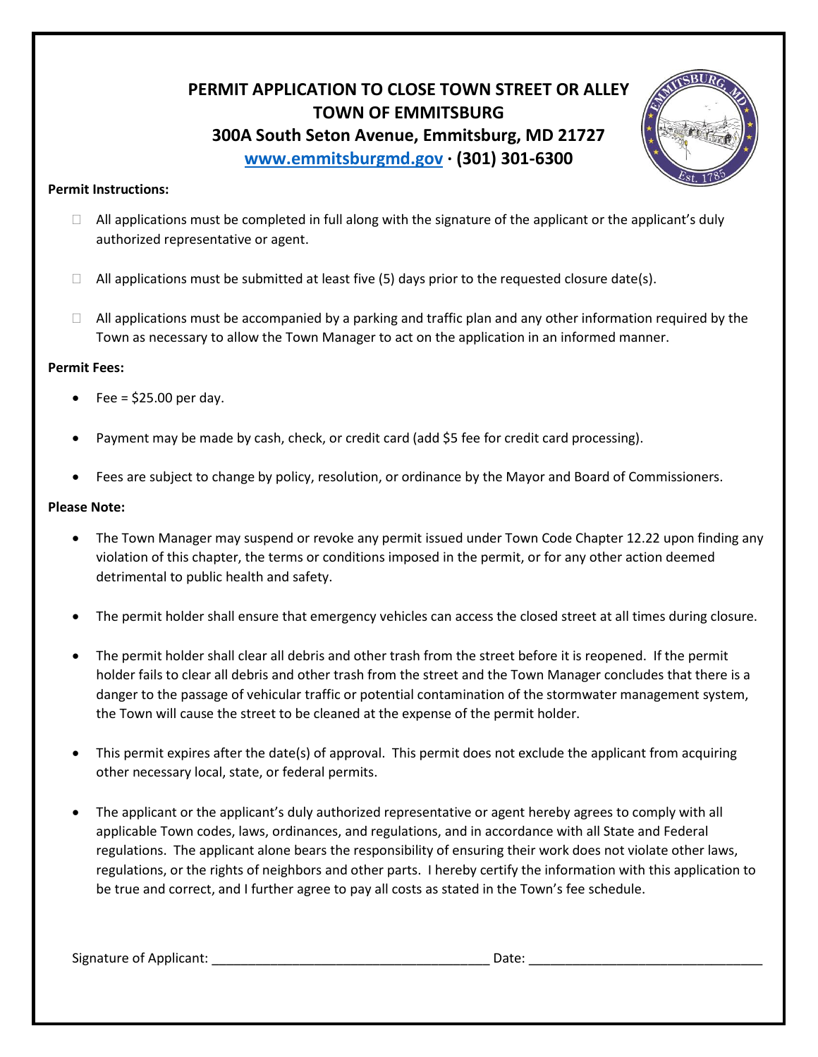# PERMIT APPLICATION TO CLOSE TOWN STREET OR ALLEY

## TOWN OF EMMITSBURG

### 300A South Seton Avenue, Emmitsburg, MD 21727

### [www.emmitsburgmd.gov](http://www.emmitsburgmd.gov) · (301) 301-6300

**Permit Instructions:**

- ☐ All applications must be completed in full along with the signature of the applicant or the applicant's duly authorized representative or agent.
- ☐ All applications must be submitted at least five (5) days prior to the requested closure date(s).
- ☐ All applications must be accompanied by a parking and traffic plan and any other information required by the Town as necessary to allow the Town Manager to act on the application in an informed manner.

**Permit Fees:**

- Fee = $25.00 per day.
- Payment may be made by cash, check, or credit card (add $5 fee for credit card processing).
- Fees are subject to change by policy, resolution, or ordinance by the Mayor and Board of Commissioners.

**Please Note:**

- The Town Manager may suspend or revoke any permit issued under Town Code Chapter 12.22 upon finding any violation of this chapter, the terms or conditions imposed in the permit, or for any other action deemed detrimental to public health and safety.
- The permit holder shall ensure that emergency vehicles can access the closed street at all times during closure.
- The permit holder shall clear all debris and other trash from the street before it is reopened. If the permit holder fails to clear all debris and other trash from the street and the Town Manager concludes that there is a danger to the passage of vehicular traffic or potential contamination of the stormwater management system, the Town will cause the street to be cleaned at the expense of the permit holder.
- This permit expires after the date(s) of approval. This permit does not exclude the applicant from acquiring other necessary local, state, or federal permits.
- The applicant or the applicant's duly authorized representative or agent hereby agrees to comply with all applicable Town codes, laws, ordinances, and regulations, and in accordance with all State and Federal regulations. The applicant alone bears the responsibility of ensuring their work does not violate other laws, regulations, or the rights of neighbors and other parts. I hereby certify the information with this application to be true and correct, and I further agree to pay all costs as stated in the Town's fee schedule.

Signature of Applicant: ____________________________________ Date: ______________________________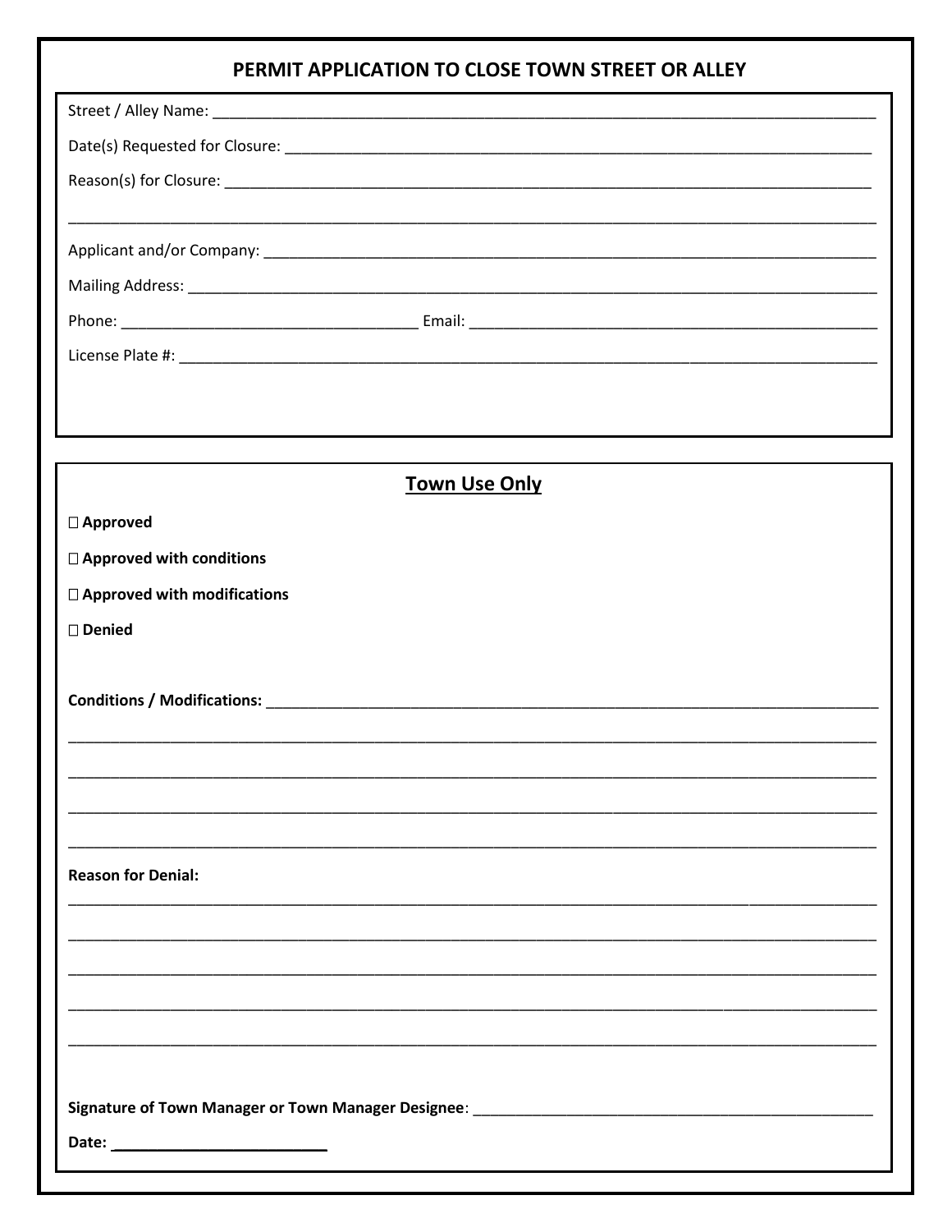## PERMIT APPLICATION TO CLOSE TOWN STREET OR ALLEY

Street / Alley Name: ______________________________________________________________________________

Date(s) Requested for Closure: _______________________________________________________________________

Reason(s) for Closure: _____________________________________________________________________________

___________________________________________________________________________________________

Applicant and/or Company: __________________________________________________________________________

Mailing Address: _________________________________________________________________________________

Phone: ___________________________________ Email: ________________________________________________

License Plate #: __________________________________________________________________________________

## Town Use Only

☐ **Approved**

☐ **Approved with conditions**

☐ **Approved with modifications**

☐ **Denied**

**Conditions / Modifications:** _________________________________________________________________________

___________________________________________________________________________________________

___________________________________________________________________________________________

___________________________________________________________________________________________

___________________________________________________________________________________________

**Reason for Denial:**

___________________________________________________________________________________________

___________________________________________________________________________________________

___________________________________________________________________________________________

___________________________________________________________________________________________

___________________________________________________________________________________________

**Signature of Town Manager or Town Manager Designee**: _______________________________________________

**Date:** _________________________